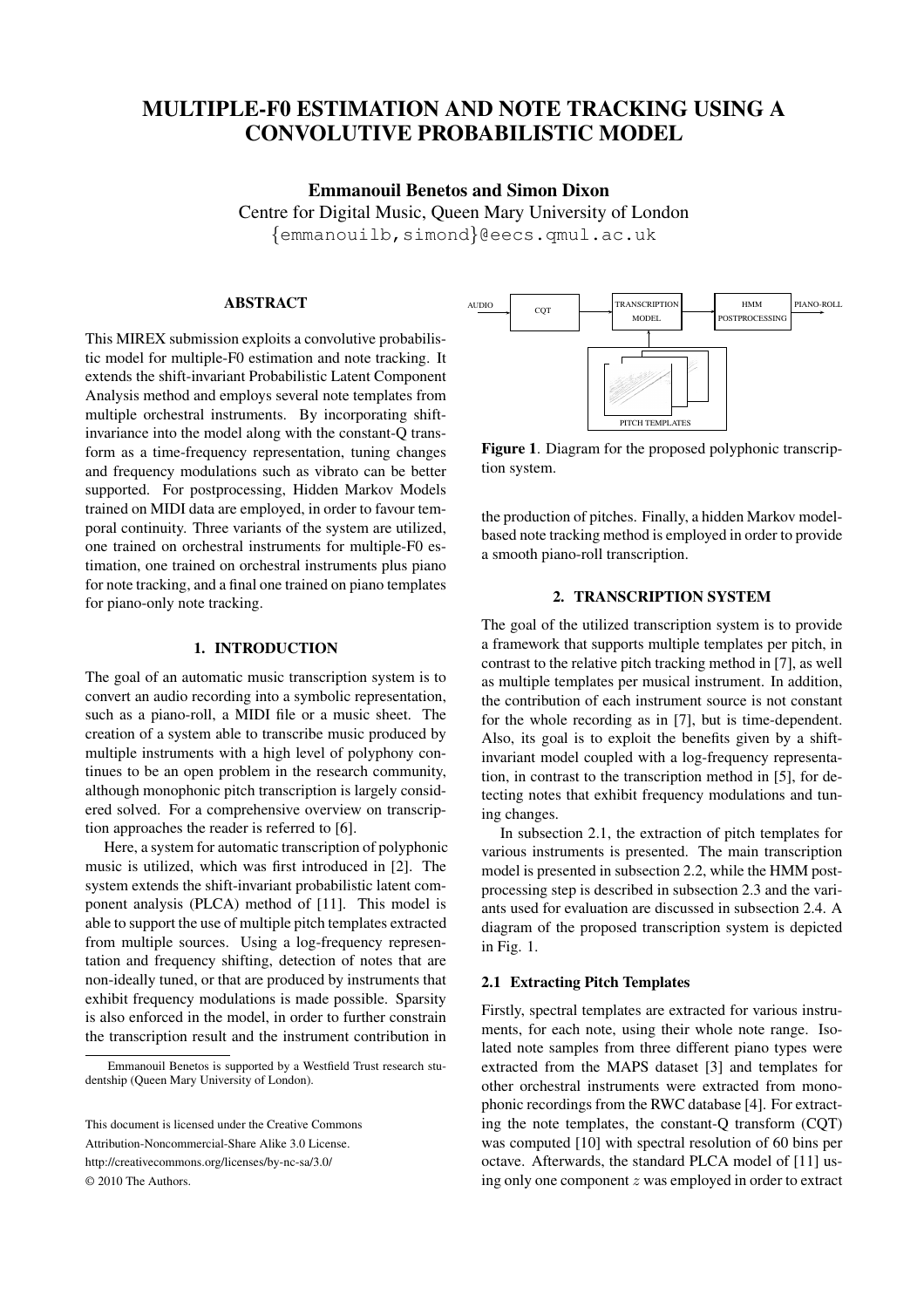# MULTIPLE-F0 ESTIMATION AND NOTE TRACKING USING A CONVOLUTIVE PROBABILISTIC MODEL

**Emmanouil Benetos and Simon Dixon**

Centre for Digital Music, Queen Mary University of London

{emmanouilb,simond}@eecs.qmul.ac.uk

## ABSTRACT

This MIREX submission exploits a convolutive probabilistic model for multiple-F0 estimation and note tracking. It extends the shift-invariant Probabilistic Latent Component Analysis method and employs several note templates from multiple orchestral instruments. By incorporating shift-invariance into the model along with the constant-Q transform as a time-frequency representation, tuning changes and frequency modulations such as vibrato can be better supported. For postprocessing, Hidden Markov Models trained on MIDI data are employed, in order to favour temporal continuity. Three variants of the system are utilized, one trained on orchestral instruments for multiple-F0 estimation, one trained on orchestral instruments plus piano for note tracking, and a final one trained on piano templates for piano-only note tracking.

## 1. INTRODUCTION

The goal of an automatic music transcription system is to convert an audio recording into a symbolic representation, such as a piano-roll, a MIDI file or a music sheet. The creation of a system able to transcribe music produced by multiple instruments with a high level of polyphony continues to be an open problem in the research community, although monophonic pitch transcription is largely considered solved. For a comprehensive overview on transcription approaches the reader is referred to [6].

Here, a system for automatic transcription of polyphonic music is utilized, which was first introduced in [2]. The system extends the shift-invariant probabilistic latent component analysis (PLCA) method of [11]. This model is able to support the use of multiple pitch templates extracted from multiple sources. Using a log-frequency representation and frequency shifting, detection of notes that are non-ideally tuned, or that are produced by instruments that exhibit frequency modulations is made possible. Sparsity is also enforced in the model, in order to further constrain the transcription result and the instrument contribution in the production of pitches. Finally, a hidden Markov model-based note tracking method is employed in order to provide a smooth piano-roll transcription.

Emmanouil Benetos is supported by a Westfield Trust research studentship (Queen Mary University of London).

This document is licensed under the Creative Commons Attribution-Noncommercial-Share Alike 3.0 License.
http://creativecommons.org/licenses/by-nc-sa/3.0/
© 2010 The Authors.

AUDIO → CQT → TRANSCRIPTION MODEL → HMM POSTPROCESSING → PIANO-ROLL; PITCH TEMPLATES → TRANSCRIPTION MODEL

**Figure 1**. Diagram for the proposed polyphonic transcription system.

## 2. TRANSCRIPTION SYSTEM

The goal of the utilized transcription system is to provide a framework that supports multiple templates per pitch, in contrast to the relative pitch tracking method in [7], as well as multiple templates per musical instrument. In addition, the contribution of each instrument source is not constant for the whole recording as in [7], but is time-dependent. Also, its goal is to exploit the benefits given by a shift-invariant model coupled with a log-frequency representation, in contrast to the transcription method in [5], for detecting notes that exhibit frequency modulations and tuning changes.

In subsection 2.1, the extraction of pitch templates for various instruments is presented. The main transcription model is presented in subsection 2.2, while the HMM postprocessing step is described in subsection 2.3 and the variants used for evaluation are discussed in subsection 2.4. A diagram of the proposed transcription system is depicted Fig. 1.

### 2.1 Extracting Pitch Templates

Firstly, spectral templates are extracted for various instruments, for each note, using their whole note range. Isolated note samples from three different piano types were extracted from the MAPS dataset [3] and templates for other orchestral instruments were extracted from monophonic recordings from the RWC database [4]. For extracting the note templates, the constant-Q transform (CQT) was computed [10] with spectral resolution of 60 bins per octave. Afterwards, the standard PLCA model of [11] using only one component $z$ was employed in order to extract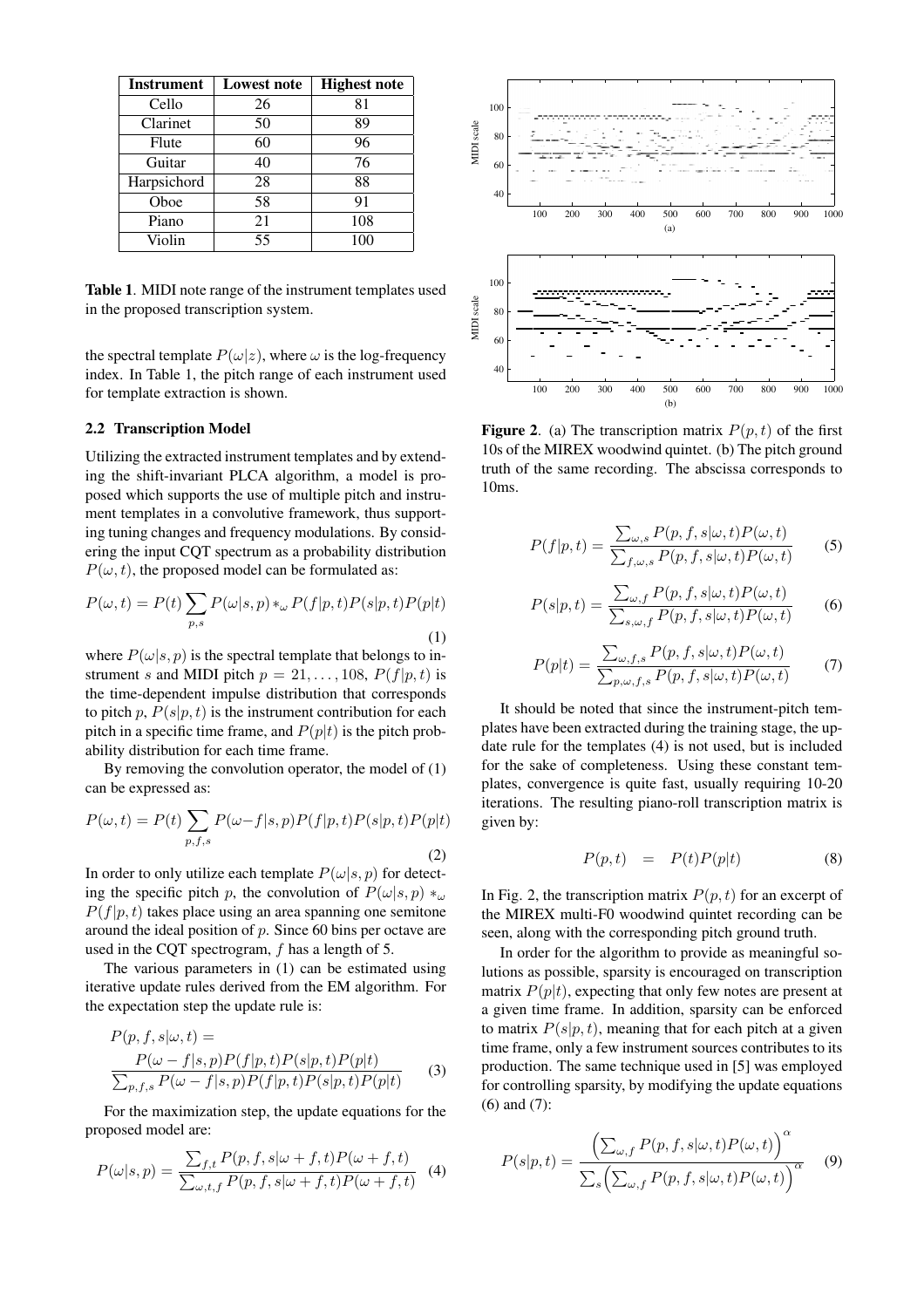| Instrument | Lowest note | Highest note |
|---|---|---|
| Cello | 26 | 81 |
| Clarinet | 50 | 89 |
| Flute | 60 | 96 |
| Guitar | 40 | 76 |
| Harpsichord | 28 | 88 |
| Oboe | 58 | 91 |
| Piano | 21 | 108 |
| Violin | 55 | 100 |

**Table 1**. MIDI note range of the instrument templates used in the proposed transcription system.

the spectral template $P(\omega|z)$, where $\omega$ is the log-frequency index. In Table 1, the pitch range of each instrument used for template extraction is shown.

### 2.2 Transcription Model

Utilizing the extracted instrument templates and by extending the shift-invariant PLCA algorithm, a model is proposed which supports the use of multiple pitch and instrument templates in a convolutive framework, thus supporting tuning changes and frequency modulations. By considering the input CQT spectrum as a probability distribution $P(\omega, t)$, the proposed model can be formulated as:

$$P(\omega, t) = P(t) \sum_{p,s} P(\omega|s, p) *_\omega P(f|p, t)P(s|p, t)P(p|t) \tag{1}$$

where $P(\omega|s, p)$ is the spectral template that belongs to instrument $s$ and MIDI pitch $p = 21, \ldots, 108$, $P(f|p, t)$ is the time-dependent impulse distribution that corresponds to pitch $p$, $P(s|p, t)$ is the instrument contribution for each pitch in a specific time frame, and $P(p|t)$ is the pitch probability distribution for each time frame.

By removing the convolution operator, the model of (1) can be expressed as:

$$P(\omega, t) = P(t) \sum_{p,f,s} P(\omega-f|s, p)P(f|p, t)P(s|p, t)P(p|t) \tag{2}$$

In order to only utilize each template $P(\omega|s, p)$ for detecting the specific pitch $p$, the convolution of $P(\omega|s, p) *_\omega P(f|p, t)$ takes place using an area spanning one semitone around the ideal position of $p$. Since 60 bins per octave are used in the CQT spectrogram, $f$ has a length of 5.

The various parameters in (1) can be estimated using iterative update rules derived from the EM algorithm. For the expectation step the update rule is:

$$P(p, f, s|\omega, t) = \frac{P(\omega - f|s, p)P(f|p, t)P(s|p, t)P(p|t)}{\sum_{p,f,s} P(\omega - f|s, p)P(f|p, t)P(s|p, t)P(p|t)} \tag{3}$$

For the maximization step, the update equations for the proposed model are:

$$P(\omega|s, p) = \frac{\sum_{f,t} P(p, f, s|\omega + f, t)P(\omega + f, t)}{\sum_{\omega,t,f} P(p, f, s|\omega + f, t)P(\omega + f, t)} \tag{4}$$

**Figure 2**. (a) The transcription matrix $P(p, t)$ of the first 10s of the MIREX woodwind quintet. (b) The pitch ground truth of the same recording. The abscissa corresponds to 10ms.

$$P(f|p, t) = \frac{\sum_{\omega,s} P(p, f, s|\omega, t)P(\omega, t)}{\sum_{f,\omega,s} P(p, f, s|\omega, t)P(\omega, t)} \tag{5}$$

$$P(s|p, t) = \frac{\sum_{\omega,f} P(p, f, s|\omega, t)P(\omega, t)}{\sum_{s,\omega,f} P(p, f, s|\omega, t)P(\omega, t)} \tag{6}$$

$$P(p|t) = \frac{\sum_{\omega,f,s} P(p, f, s|\omega, t)P(\omega, t)}{\sum_{p,\omega,f,s} P(p, f, s|\omega, t)P(\omega, t)} \tag{7}$$

It should be noted that since the instrument-pitch templates have been extracted during the training stage, the update rule for the templates (4) is not used, but is included for the sake of completeness. Using these constant templates, convergence is quite fast, usually requiring 10-20 iterations. The resulting piano-roll transcription matrix is given by:

$$P(p, t) \quad = \quad P(t)P(p|t) \tag{8}$$

In Fig. 2, the transcription matrix $P(p, t)$ for an excerpt of the MIREX multi-F0 woodwind quintet recording can be seen, along with the corresponding pitch ground truth.

In order for the algorithm to provide as meaningful solutions as possible, sparsity is encouraged on transcription matrix $P(p|t)$, expecting that only few notes are present at a given time frame. In addition, sparsity can be enforced to matrix $P(s|p, t)$, meaning that for each pitch at a given time frame, only a few instrument sources contributes to its production. The same technique used in [5] was employed for controlling sparsity, by modifying the update equations (6) and (7):

$$P(s|p, t) = \frac{\left(\sum_{\omega,f} P(p, f, s|\omega, t)P(\omega, t)\right)^\alpha}{\sum_s \left(\sum_{\omega,f} P(p, f, s|\omega, t)P(\omega, t)\right)^\alpha} \tag{9}$$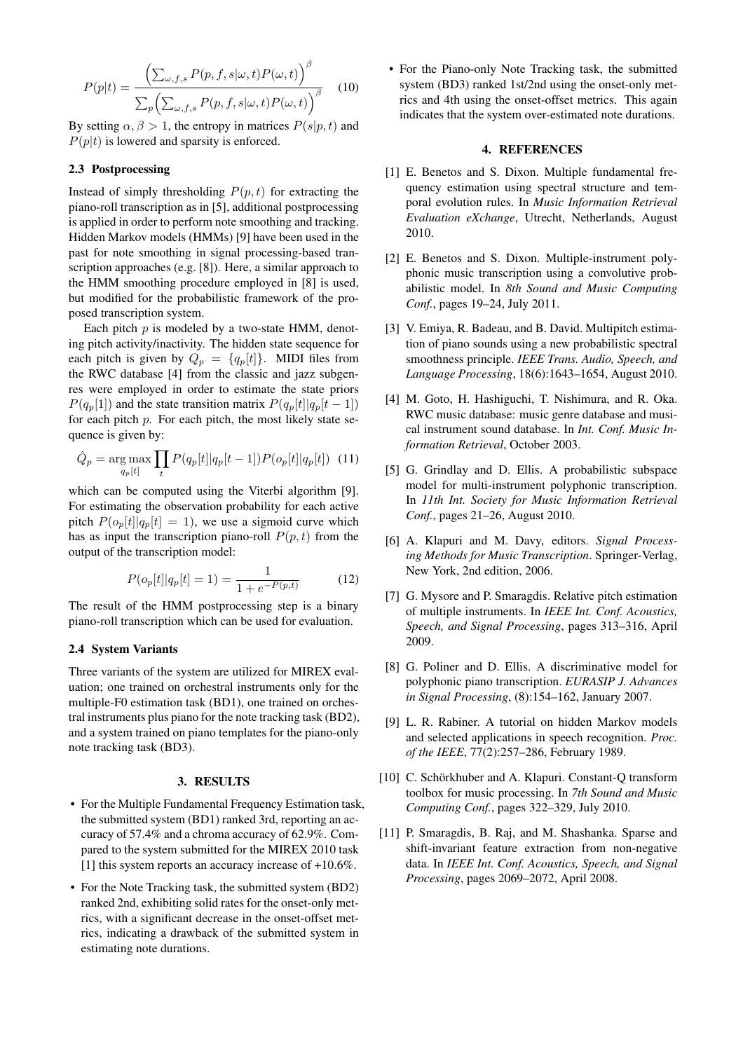$$P(p|t) = \frac{\left(\sum_{\omega,f,s} P(p,f,s|\omega,t)P(\omega,t)\right)^{\beta}}{\sum_{p}\left(\sum_{\omega,f,s} P(p,f,s|\omega,t)P(\omega,t)\right)^{\beta}} \quad (10)$$

By setting $\alpha, \beta > 1$, the entropy in matrices $P(s|p,t)$ and $P(p|t)$ is lowered and sparsity is enforced.

### 2.3 Postprocessing

Instead of simply thresholding $P(p,t)$ for extracting the piano-roll transcription as in [5], additional postprocessing is applied in order to perform note smoothing and tracking. Hidden Markov models (HMMs) [9] have been used in the past for note smoothing in signal processing-based transcription approaches (e.g. [8]). Here, a similar approach to the HMM smoothing procedure employed in [8] is used, but modified for the probabilistic framework of the proposed transcription system.

Each pitch $p$ is modeled by a two-state HMM, denoting pitch activity/inactivity. The hidden state sequence for each pitch is given by $Q_p = \{q_p[t]\}$. MIDI files from the RWC database [4] from the classic and jazz subgenres were employed in order to estimate the state priors $P(q_p[1])$ and the state transition matrix $P(q_p[t]|q_p[t-1])$ for each pitch $p$. For each pitch, the most likely state sequence is given by:

$$\hat{Q}_p = \arg\max_{q_p[t]} \prod_t P(q_p[t]|q_p[t-1])P(o_p[t]|q_p[t]) \quad (11)$$

which can be computed using the Viterbi algorithm [9]. For estimating the observation probability for each active pitch $P(o_p[t]|q_p[t] = 1)$, we use a sigmoid curve which has as input the transcription piano-roll $P(p,t)$ from the output of the transcription model:

$$P(o_p[t]|q_p[t] = 1) = \frac{1}{1 + e^{-P(p,t)}} \quad (12)$$

The result of the HMM postprocessing step is a binary piano-roll transcription which can be used for evaluation.

### 2.4 System Variants

Three variants of the system are utilized for MIREX evaluation; one trained on orchestral instruments only for the multiple-F0 estimation task (BD1), one trained on orchestral instruments plus piano for the note tracking task (BD2), and a system trained on piano templates for the piano-only note tracking task (BD3).

## 3. RESULTS

- For the Multiple Fundamental Frequency Estimation task, the submitted system (BD1) ranked 3rd, reporting an accuracy of 57.4% and a chroma accuracy of 62.9%. Compared to the system submitted for the MIREX 2010 task [1] this system reports an accuracy increase of +10.6%.
- For the Note Tracking task, the submitted system (BD2) ranked 2nd, exhibiting solid rates for the onset-only metrics, with a significant decrease in the onset-offset metrics, indicating a drawback of the submitted system in estimating note durations.
- For the Piano-only Note Tracking task, the submitted system (BD3) ranked 1st/2nd using the onset-only metrics and 4th using the onset-offset metrics. This again indicates that the system over-estimated note durations.

## 4. REFERENCES

[1] E. Benetos and S. Dixon. Multiple fundamental frequency estimation using spectral structure and temporal evolution rules. In *Music Information Retrieval Evaluation eXchange*, Utrecht, Netherlands, August 2010.

[2] E. Benetos and S. Dixon. Multiple-instrument polyphonic music transcription using a convolutive probabilistic model. In *8th Sound and Music Computing Conf.*, pages 19–24, July 2011.

[3] V. Emiya, R. Badeau, and B. David. Multipitch estimation of piano sounds using a new probabilistic spectral smoothness principle. *IEEE Trans. Audio, Speech, and Language Processing*, 18(6):1643–1654, August 2010.

[4] M. Goto, H. Hashiguchi, T. Nishimura, and R. Oka. RWC music database: music genre database and musical instrument sound database. In *Int. Conf. Music Information Retrieval*, October 2003.

[5] G. Grindlay and D. Ellis. A probabilistic subspace model for multi-instrument polyphonic transcription. In *11th Int. Society for Music Information Retrieval Conf.*, pages 21–26, August 2010.

[6] A. Klapuri and M. Davy, editors. *Signal Processing Methods for Music Transcription*. Springer-Verlag, New York, 2nd edition, 2006.

[7] G. Mysore and P. Smaragdis. Relative pitch estimation of multiple instruments. In *IEEE Int. Conf. Acoustics, Speech, and Signal Processing*, pages 313–316, April 2009.

[8] G. Poliner and D. Ellis. A discriminative model for polyphonic piano transcription. *EURASIP J. Advances in Signal Processing*, (8):154–162, January 2007.

[9] L. R. Rabiner. A tutorial on hidden Markov models and selected applications in speech recognition. *Proc. of the IEEE*, 77(2):257–286, February 1989.

[10] C. Schörkhuber and A. Klapuri. Constant-Q transform toolbox for music processing. In *7th Sound and Music Computing Conf.*, pages 322–329, July 2010.

[11] P. Smaragdis, B. Raj, and M. Shashanka. Sparse and shift-invariant feature extraction from non-negative data. In *IEEE Int. Conf. Acoustics, Speech, and Signal Processing*, pages 2069–2072, April 2008.